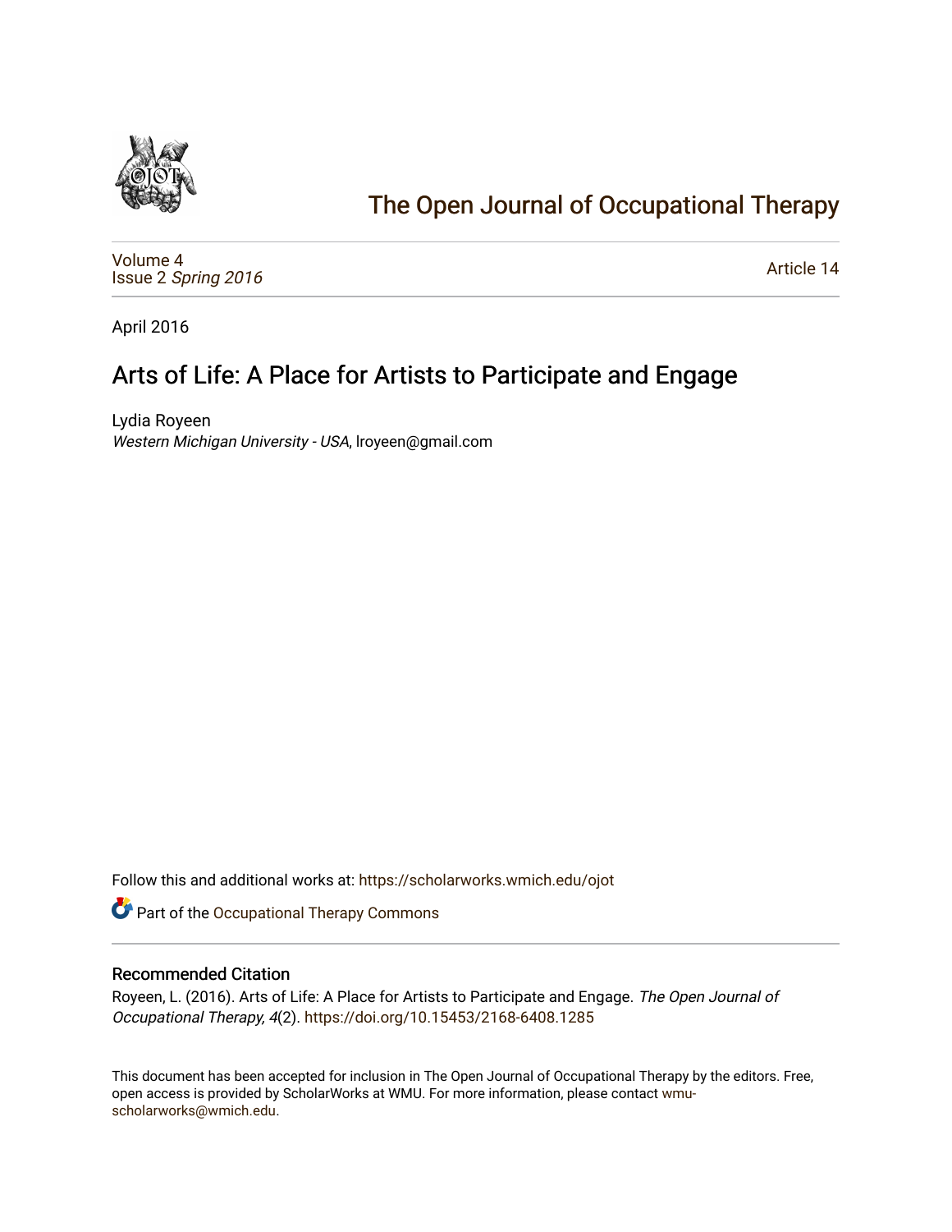# The Open Journal of Occupational Therapy

Volume 4
Issue 2 *Spring 2016*

Article 14

April 2016

## Arts of Life: A Place for Artists to Participate and Engage

Lydia Royeen
*Western Michigan University - USA*, lroyeen@gmail.com

Follow this and additional works at: https://scholarworks.wmich.edu/ojot

Part of the Occupational Therapy Commons

### Recommended Citation

Royeen, L. (2016). Arts of Life: A Place for Artists to Participate and Engage. *The Open Journal of Occupational Therapy, 4*(2). https://doi.org/10.15453/2168-6408.1285

This document has been accepted for inclusion in The Open Journal of Occupational Therapy by the editors. Free, open access is provided by ScholarWorks at WMU. For more information, please contact wmu-scholarworks@wmich.edu.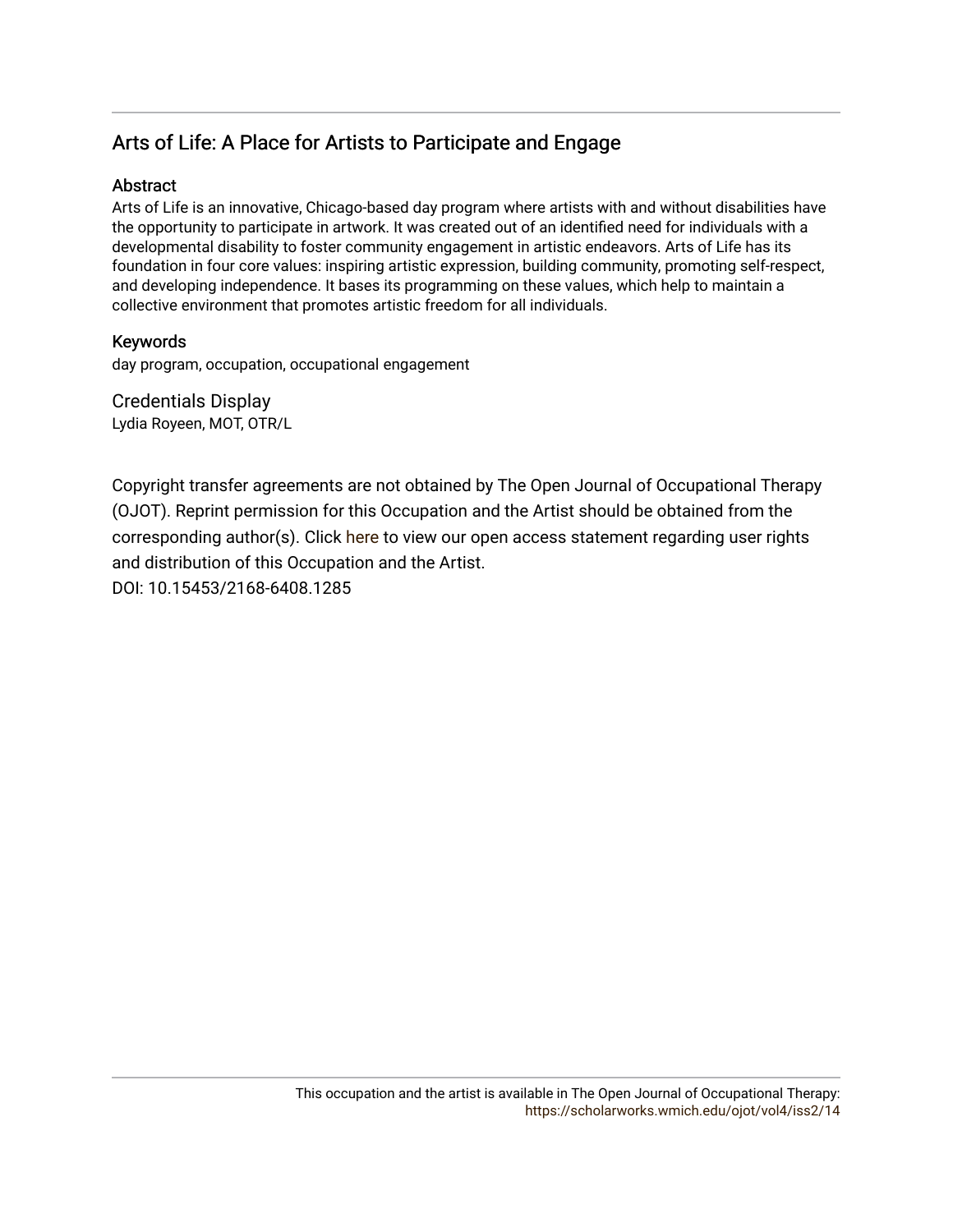## Arts of Life: A Place for Artists to Participate and Engage

### Abstract

Arts of Life is an innovative, Chicago-based day program where artists with and without disabilities have the opportunity to participate in artwork. It was created out of an identified need for individuals with a developmental disability to foster community engagement in artistic endeavors. Arts of Life has its foundation in four core values: inspiring artistic expression, building community, promoting self-respect, and developing independence. It bases its programming on these values, which help to maintain a collective environment that promotes artistic freedom for all individuals.

### Keywords

day program, occupation, occupational engagement

### Credentials Display

Lydia Royeen, MOT, OTR/L

Copyright transfer agreements are not obtained by The Open Journal of Occupational Therapy (OJOT). Reprint permission for this Occupation and the Artist should be obtained from the corresponding author(s). Click here to view our open access statement regarding user rights and distribution of this Occupation and the Artist.

DOI: 10.15453/2168-6408.1285

This occupation and the artist is available in The Open Journal of Occupational Therapy: https://scholarworks.wmich.edu/ojot/vol4/iss2/14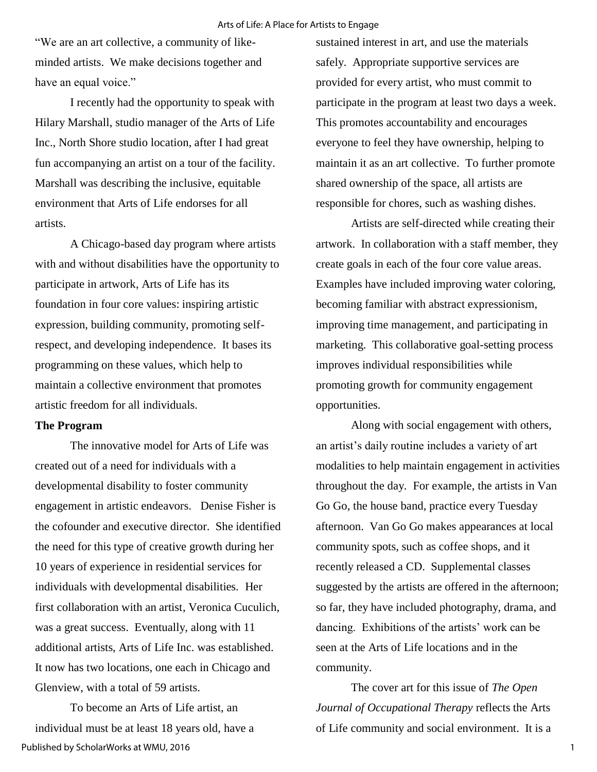"We are an art collective, a community of like-minded artists. We make decisions together and have an equal voice."

I recently had the opportunity to speak with Hilary Marshall, studio manager of the Arts of Life Inc., North Shore studio location, after I had great fun accompanying an artist on a tour of the facility. Marshall was describing the inclusive, equitable environment that Arts of Life endorses for all artists.

A Chicago-based day program where artists with and without disabilities have the opportunity to participate in artwork, Arts of Life has its foundation in four core values: inspiring artistic expression, building community, promoting self-respect, and developing independence. It bases its programming on these values, which help to maintain a collective environment that promotes artistic freedom for all individuals.

**The Program**

The innovative model for Arts of Life was created out of a need for individuals with a developmental disability to foster community engagement in artistic endeavors. Denise Fisher is the cofounder and executive director. She identified the need for this type of creative growth during her 10 years of experience in residential services for individuals with developmental disabilities. Her first collaboration with an artist, Veronica Cuculich, was a great success. Eventually, along with 11 additional artists, Arts of Life Inc. was established. It now has two locations, one each in Chicago and Glenview, with a total of 59 artists.

To become an Arts of Life artist, an individual must be at least 18 years old, have a sustained interest in art, and use the materials safely. Appropriate supportive services are provided for every artist, who must commit to participate in the program at least two days a week. This promotes accountability and encourages everyone to feel they have ownership, helping to maintain it as an art collective. To further promote shared ownership of the space, all artists are responsible for chores, such as washing dishes.

Artists are self-directed while creating their artwork. In collaboration with a staff member, they create goals in each of the four core value areas. Examples have included improving water coloring, becoming familiar with abstract expressionism, improving time management, and participating in marketing. This collaborative goal-setting process improves individual responsibilities while promoting growth for community engagement opportunities.

Along with social engagement with others, an artist's daily routine includes a variety of art modalities to help maintain engagement in activities throughout the day. For example, the artists in Van Go Go, the house band, practice every Tuesday afternoon. Van Go Go makes appearances at local community spots, such as coffee shops, and it recently released a CD. Supplemental classes suggested by the artists are offered in the afternoon; so far, they have included photography, drama, and dancing. Exhibitions of the artists' work can be seen at the Arts of Life locations and in the community.

The cover art for this issue of *The Open Journal of Occupational Therapy* reflects the Arts of Life community and social environment. It is a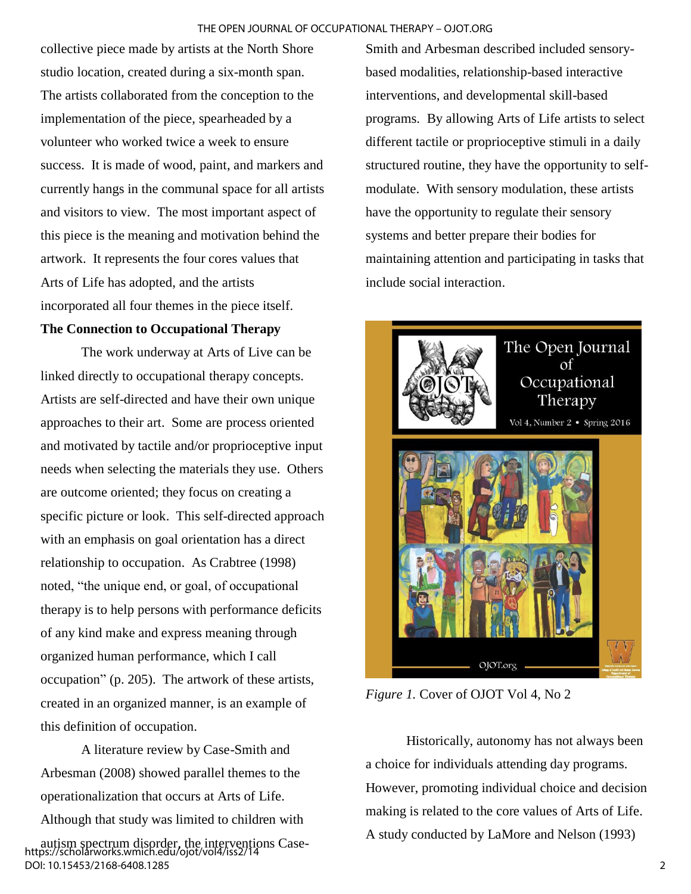collective piece made by artists at the North Shore studio location, created during a six-month span. The artists collaborated from the conception to the implementation of the piece, spearheaded by a volunteer who worked twice a week to ensure success. It is made of wood, paint, and markers and currently hangs in the communal space for all artists and visitors to view. The most important aspect of this piece is the meaning and motivation behind the artwork. It represents the four cores values that Arts of Life has adopted, and the artists incorporated all four themes in the piece itself.

**The Connection to Occupational Therapy**

The work underway at Arts of Live can be linked directly to occupational therapy concepts. Artists are self-directed and have their own unique approaches to their art. Some are process oriented and motivated by tactile and/or proprioceptive input needs when selecting the materials they use. Others are outcome oriented; they focus on creating a specific picture or look. This self-directed approach with an emphasis on goal orientation has a direct relationship to occupation. As Crabtree (1998) noted, "the unique end, or goal, of occupational therapy is to help persons with performance deficits of any kind make and express meaning through organized human performance, which I call occupation" (p. 205). The artwork of these artists, created in an organized manner, is an example of this definition of occupation.

A literature review by Case-Smith and Arbesman (2008) showed parallel themes to the operationalization that occurs at Arts of Life. Although that study was limited to children with autism spectrum disorder, the interventions Case-Smith and Arbesman described included sensory-based modalities, relationship-based interactive interventions, and developmental skill-based programs. By allowing Arts of Life artists to select different tactile or proprioceptive stimuli in a daily structured routine, they have the opportunity to self-modulate. With sensory modulation, these artists have the opportunity to regulate their sensory systems and better prepare their bodies for maintaining attention and participating in tasks that include social interaction.

*Figure 1.* Cover of OJOT Vol 4, No 2

Historically, autonomy has not always been a choice for individuals attending day programs. However, promoting individual choice and decision making is related to the core values of Arts of Life. A study conducted by LaMore and Nelson (1993)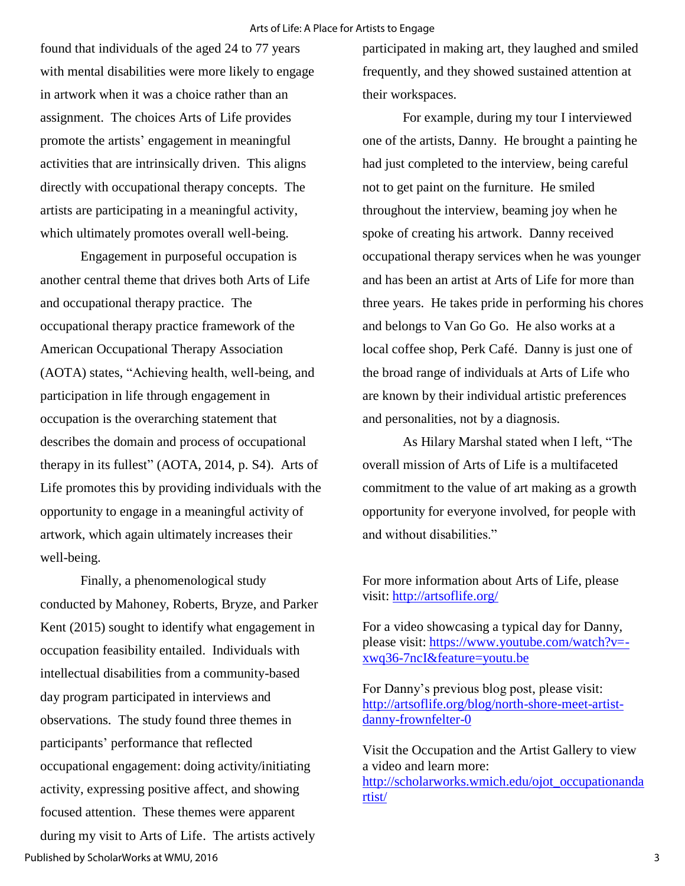found that individuals of the aged 24 to 77 years with mental disabilities were more likely to engage in artwork when it was a choice rather than an assignment. The choices Arts of Life provides promote the artists' engagement in meaningful activities that are intrinsically driven. This aligns directly with occupational therapy concepts. The artists are participating in a meaningful activity, which ultimately promotes overall well-being.

Engagement in purposeful occupation is another central theme that drives both Arts of Life and occupational therapy practice. The occupational therapy practice framework of the American Occupational Therapy Association (AOTA) states, "Achieving health, well-being, and participation in life through engagement in occupation is the overarching statement that describes the domain and process of occupational therapy in its fullest" (AOTA, 2014, p. S4). Arts of Life promotes this by providing individuals with the opportunity to engage in a meaningful activity of artwork, which again ultimately increases their well-being.

Finally, a phenomenological study conducted by Mahoney, Roberts, Bryze, and Parker Kent (2015) sought to identify what engagement in occupation feasibility entailed. Individuals with intellectual disabilities from a community-based day program participated in interviews and observations. The study found three themes in participants' performance that reflected occupational engagement: doing activity/initiating activity, expressing positive affect, and showing focused attention. These themes were apparent during my visit to Arts of Life. The artists actively participated in making art, they laughed and smiled frequently, and they showed sustained attention at their workspaces.

For example, during my tour I interviewed one of the artists, Danny. He brought a painting he had just completed to the interview, being careful not to get paint on the furniture. He smiled throughout the interview, beaming joy when he spoke of creating his artwork. Danny received occupational therapy services when he was younger and has been an artist at Arts of Life for more than three years. He takes pride in performing his chores and belongs to Van Go Go. He also works at a local coffee shop, Perk Café. Danny is just one of the broad range of individuals at Arts of Life who are known by their individual artistic preferences and personalities, not by a diagnosis.

As Hilary Marshal stated when I left, "The overall mission of Arts of Life is a multifaceted commitment to the value of art making as a growth opportunity for everyone involved, for people with and without disabilities."

For more information about Arts of Life, please visit: http://artsoflife.org/

For a video showcasing a typical day for Danny, please visit: https://www.youtube.com/watch?v=-xwq36-7ncI&feature=youtu.be

For Danny's previous blog post, please visit: http://artsoflife.org/blog/north-shore-meet-artist-danny-frownfelter-0

Visit the Occupation and the Artist Gallery to view a video and learn more: http://scholarworks.wmich.edu/ojot_occupationandartist/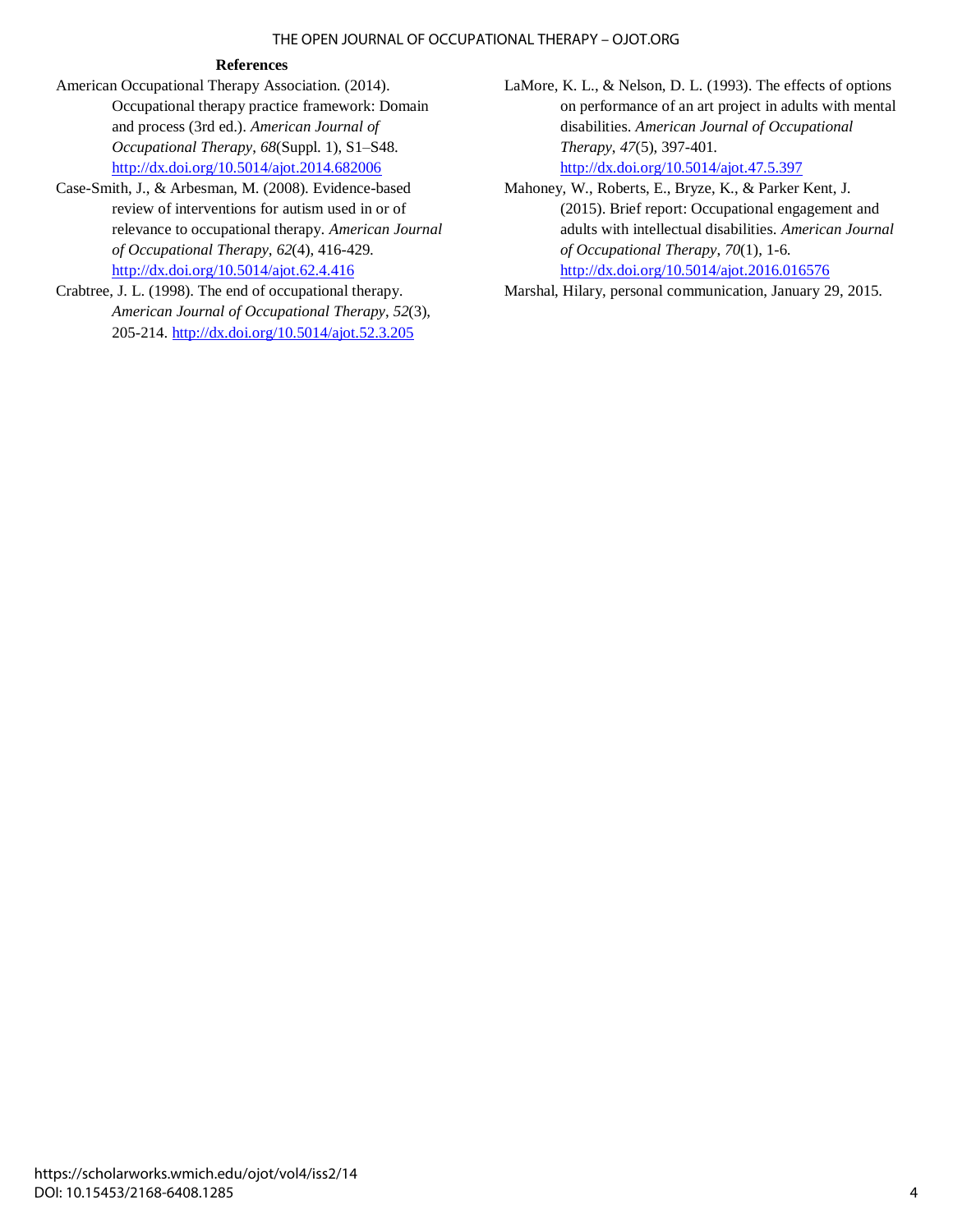**References**

American Occupational Therapy Association. (2014). Occupational therapy practice framework: Domain and process (3rd ed.). *American Journal of Occupational Therapy*, *68*(Suppl. 1), S1–S48. http://dx.doi.org/10.5014/ajot.2014.682006

Case-Smith, J., & Arbesman, M. (2008). Evidence-based review of interventions for autism used in or of relevance to occupational therapy. *American Journal of Occupational Therapy*, *62*(4), 416-429. http://dx.doi.org/10.5014/ajot.62.4.416

Crabtree, J. L. (1998). The end of occupational therapy. *American Journal of Occupational Therapy*, *52*(3), 205-214. http://dx.doi.org/10.5014/ajot.52.3.205

LaMore, K. L., & Nelson, D. L. (1993). The effects of options on performance of an art project in adults with mental disabilities. *American Journal of Occupational Therapy*, *47*(5), 397-401. http://dx.doi.org/10.5014/ajot.47.5.397

Mahoney, W., Roberts, E., Bryze, K., & Parker Kent, J. (2015). Brief report: Occupational engagement and adults with intellectual disabilities. *American Journal of Occupational Therapy*, *70*(1), 1-6. http://dx.doi.org/10.5014/ajot.2016.016576

Marshal, Hilary, personal communication, January 29, 2015.